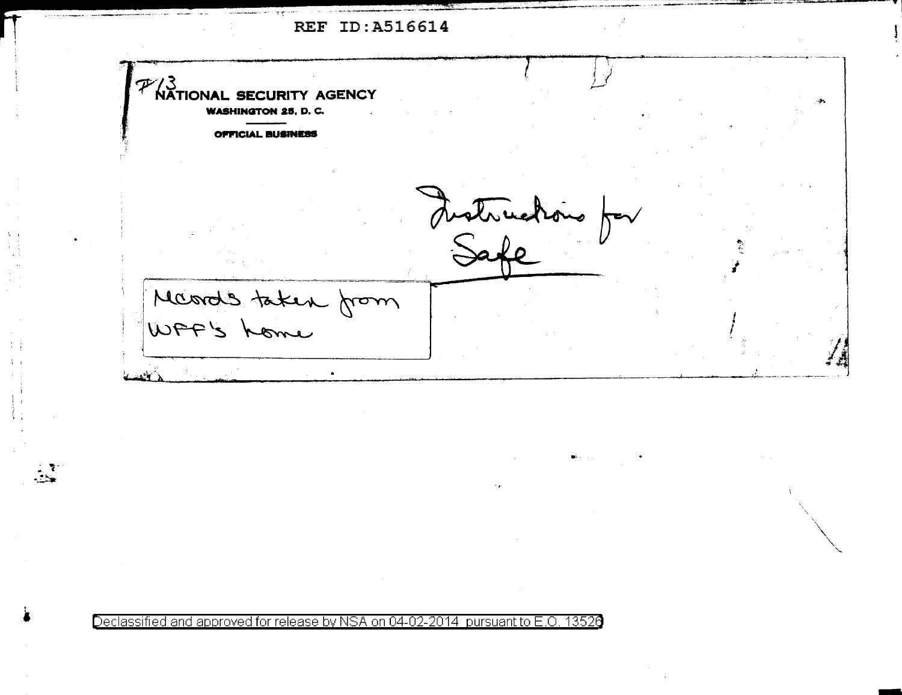REF ID:A516614

#13 NATIONAL SECURITY AGENCY
WASHINGTON 25, D. C.

OFFICIAL BUSINESS

Instructions for Safe

Records taken from WFF's home

Declassified and approved for release by NSA on 04-02-2014 pursuant to E.O. 13526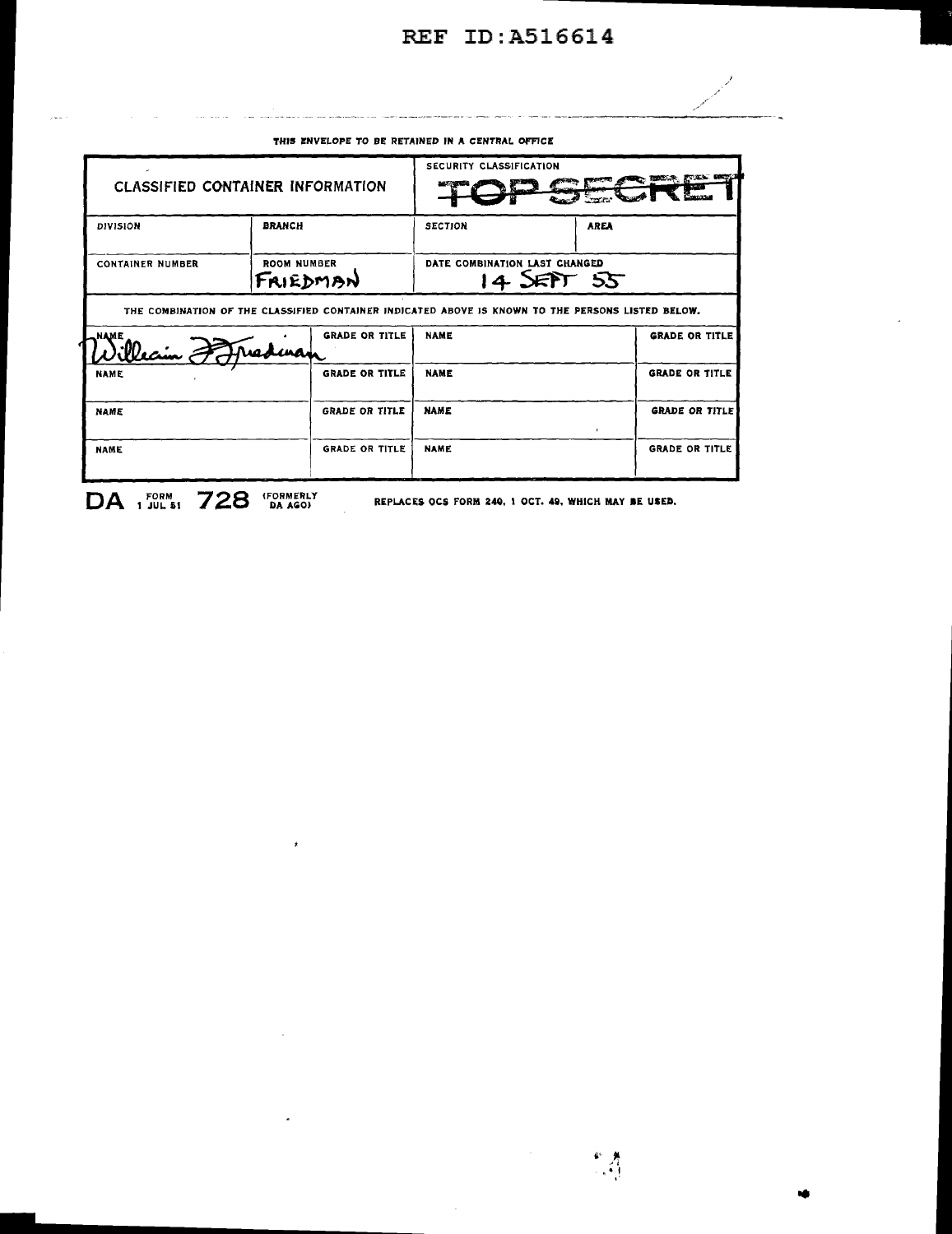REF ID:A516614

THIS ENVELOPE TO BE RETAINED IN A CENTRAL OFFICE

| CLASSIFIED CONTAINER INFORMATION | | SECURITY CLASSIFICATION TOP SECRET | |
|---|---|---|---|
| DIVISION | BRANCH | SECTION | AREA |
| CONTAINER NUMBER | ROOM NUMBER FRIEDMAN | DATE COMBINATION LAST CHANGED 14 SEPT 55 | |

THE COMBINATION OF THE CLASSIFIED CONTAINER INDICATED ABOVE IS KNOWN TO THE PERSONS LISTED BELOW.

| NAME | GRADE OR TITLE | NAME | GRADE OR TITLE |
|---|---|---|---|
| William F. Friedman | | | |
| NAME | GRADE OR TITLE | NAME | GRADE OR TITLE |
| NAME | GRADE OR TITLE | NAME | GRADE OR TITLE |
| NAME | GRADE OR TITLE | NAME | GRADE OR TITLE |

DA FORM 1 JUL 51 728 (FORMERLY DA AGO) REPLACES OCS FORM 240, 1 OCT. 49, WHICH MAY BE USED.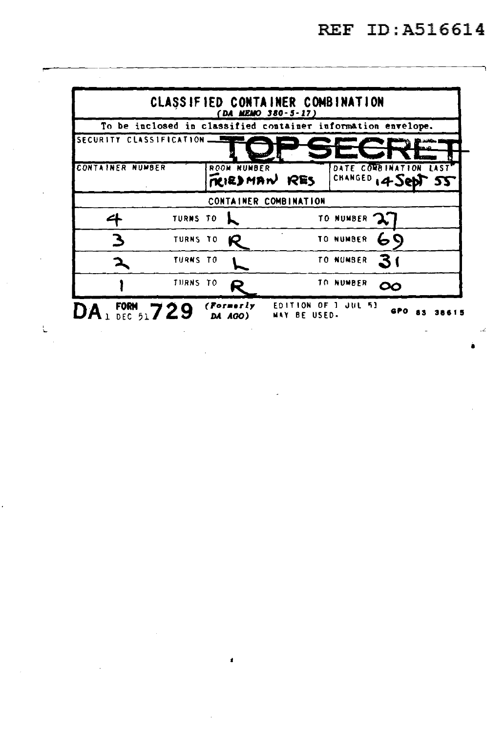REF ID:A516614

# CLASSIFIED CONTAINER COMBINATION

*(DA MEMO 380-5-17)*

To be inclosed in classified container information envelope.

| SECURITY CLASSIFICATION — TOP SECRET | | |
|---|---|---|
| CONTAINER NUMBER | ROOM NUMBER FRIEDMAN RES | DATE COMBINATION LAST CHANGED 14 Sept 55 |

**CONTAINER COMBINATION**

| | | |
|---|---|---|
| 4 | TURNS TO L | TO NUMBER 27 |
| 3 | TURNS TO R | TO NUMBER 69 |
| 2 | TURNS TO L | TO NUMBER 31 |
| 1 | TURNS TO R | TO NUMBER 00 |

DA FORM 729 1 DEC 51 *(Formerly DA AGO)* EDITION OF 1 JUL 51 MAY BE USED. GPO 83 38615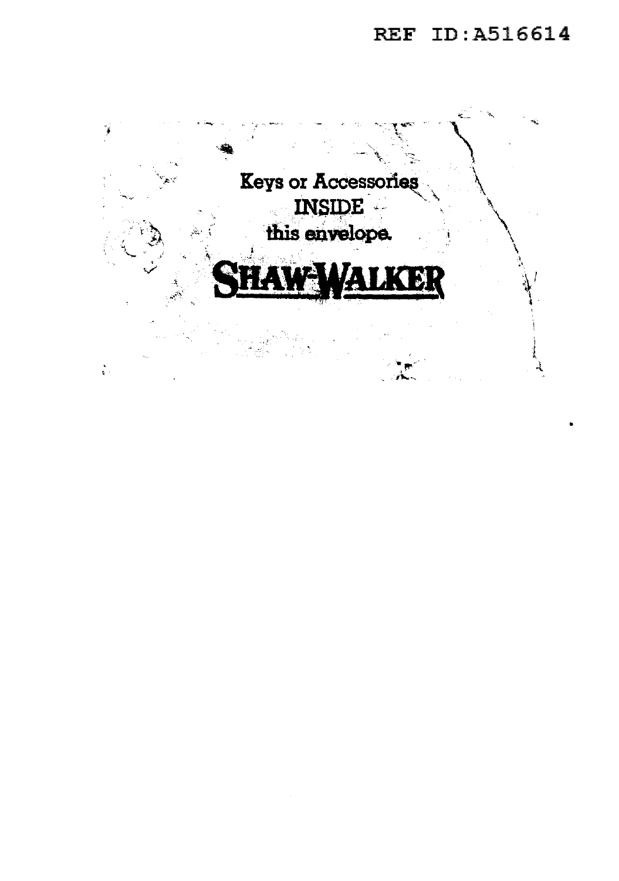Keys or Accessories
INSIDE
this envelope.

**SHAW-WALKER**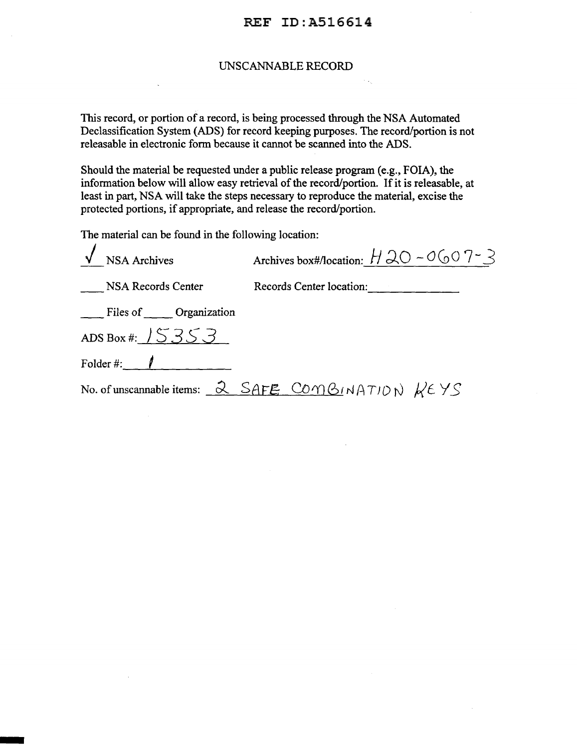REF ID:A516614

# UNSCANNABLE RECORD

This record, or portion of a record, is being processed through the NSA Automated Declassification System (ADS) for record keeping purposes. The record/portion is not releasable in electronic form because it cannot be scanned into the ADS.

Should the material be requested under a public release program (e.g., FOIA), the information below will allow easy retrieval of the record/portion. If it is releasable, at least in part, NSA will take the steps necessary to reproduce the material, excise the protected portions, if appropriate, and release the record/portion.

The material can be found in the following location:

√ NSA Archives        Archives box#/location: H20-0607-3

___ NSA Records Center        Records Center location: ___

___ Files of ___ Organization

ADS Box #: 15353

Folder #: 1

No. of unscannable items: 2 SAFE COMBINATION KEYS